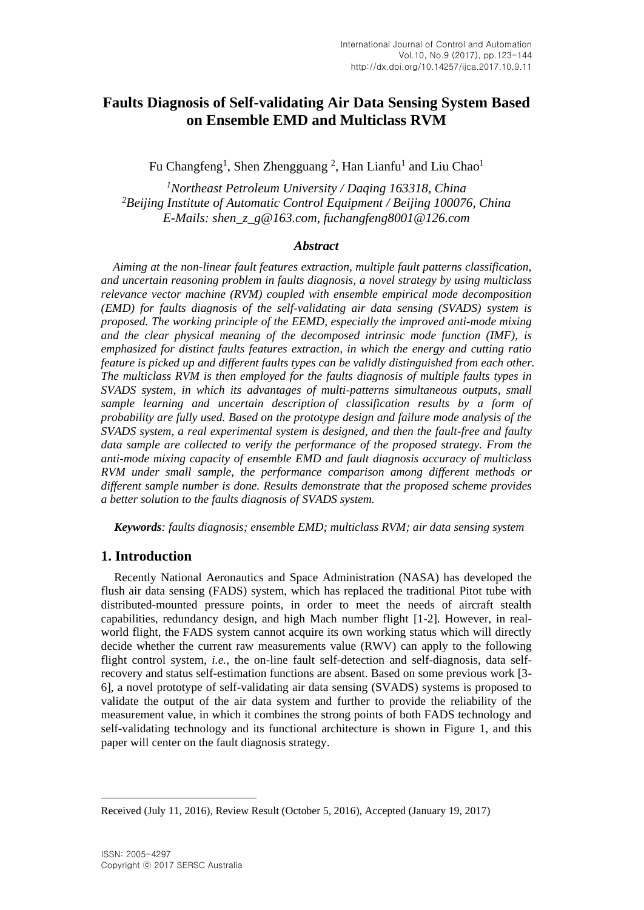# Faults Diagnosis of Self-validating Air Data Sensing System Based on Ensemble EMD and Multiclass RVM

Fu Changfeng[1], Shen Zhengguang [2], Han Lianfu[1] and Liu Chao[1]

*[1]Northeast Petroleum University / Daqing 163318, China*
*[2]Beijing Institute of Automatic Control Equipment / Beijing 100076, China*
*E-Mails: shen_z_g@163.com, fuchangfeng8001@126.com*

### *Abstract*

*Aiming at the non-linear fault features extraction, multiple fault patterns classification, and uncertain reasoning problem in faults diagnosis, a novel strategy by using multiclass relevance vector machine (RVM) coupled with ensemble empirical mode decomposition (EMD) for faults diagnosis of the self-validating air data sensing (SVADS) system is proposed. The working principle of the EEMD, especially the improved anti-mode mixing and the clear physical meaning of the decomposed intrinsic mode function (IMF), is emphasized for distinct faults features extraction, in which the energy and cutting ratio feature is picked up and different faults types can be validly distinguished from each other. The multiclass RVM is then employed for the faults diagnosis of multiple faults types in SVADS system, in which its advantages of multi-patterns simultaneous outputs, small sample learning and uncertain description of classification results by a form of probability are fully used. Based on the prototype design and failure mode analysis of the SVADS system, a real experimental system is designed, and then the fault-free and faulty data sample are collected to verify the performance of the proposed strategy. From the anti-mode mixing capacity of ensemble EMD and fault diagnosis accuracy of multiclass RVM under small sample, the performance comparison among different methods or different sample number is done. Results demonstrate that the proposed scheme provides a better solution to the faults diagnosis of SVADS system.*

***Keywords****: faults diagnosis; ensemble EMD; multiclass RVM; air data sensing system*

## 1. Introduction

Recently National Aeronautics and Space Administration (NASA) has developed the flush air data sensing (FADS) system, which has replaced the traditional Pitot tube with distributed-mounted pressure points, in order to meet the needs of aircraft stealth capabilities, redundancy design, and high Mach number flight [1-2]. However, in real-world flight, the FADS system cannot acquire its own working status which will directly decide whether the current raw measurements value (RWV) can apply to the following flight control system, *i.e.*, the on-line fault self-detection and self-diagnosis, data self-recovery and status self-estimation functions are absent. Based on some previous work [3-6], a novel prototype of self-validating air data sensing (SVADS) systems is proposed to validate the output of the air data system and further to provide the reliability of the measurement value, in which it combines the strong points of both FADS technology and self-validating technology and its functional architecture is shown in Figure 1, and this paper will center on the fault diagnosis strategy.

Received (July 11, 2016), Review Result (October 5, 2016), Accepted (January 19, 2017)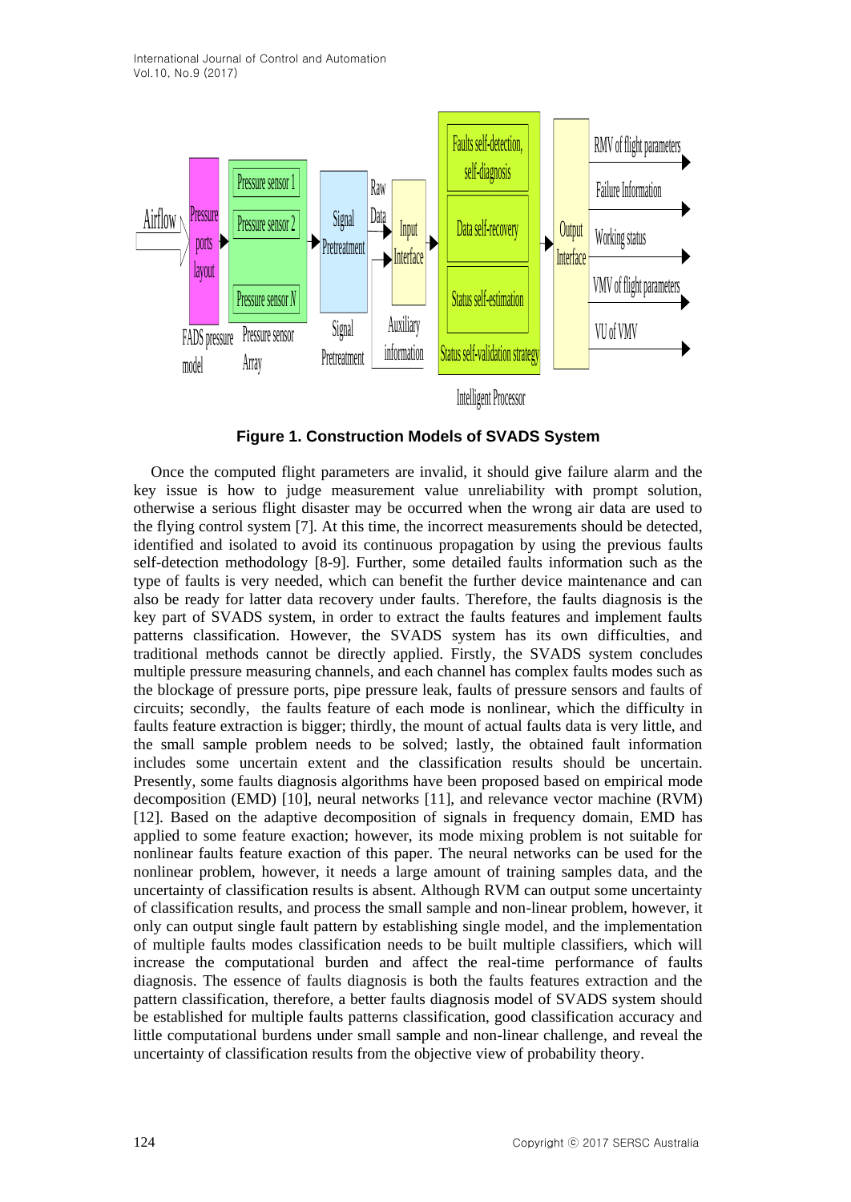**Figure 1. Construction Models of SVADS System**

Once the computed flight parameters are invalid, it should give failure alarm and the key issue is how to judge measurement value unreliability with prompt solution, otherwise a serious flight disaster may be occurred when the wrong air data are used to the flying control system [7]. At this time, the incorrect measurements should be detected, identified and isolated to avoid its continuous propagation by using the previous faults self-detection methodology [8-9]. Further, some detailed faults information such as the type of faults is very needed, which can benefit the further device maintenance and can also be ready for latter data recovery under faults. Therefore, the faults diagnosis is the key part of SVADS system, in order to extract the faults features and implement faults patterns classification. However, the SVADS system has its own difficulties, and traditional methods cannot be directly applied. Firstly, the SVADS system concludes multiple pressure measuring channels, and each channel has complex faults modes such as the blockage of pressure ports, pipe pressure leak, faults of pressure sensors and faults of circuits; secondly, the faults feature of each mode is nonlinear, which the difficulty in faults feature extraction is bigger; thirdly, the mount of actual faults data is very little, and the small sample problem needs to be solved; lastly, the obtained fault information includes some uncertain extent and the classification results should be uncertain. Presently, some faults diagnosis algorithms have been proposed based on empirical mode decomposition (EMD) [10], neural networks [11], and relevance vector machine (RVM) [12]. Based on the adaptive decomposition of signals in frequency domain, EMD has applied to some feature exaction; however, its mode mixing problem is not suitable for nonlinear faults feature exaction of this paper. The neural networks can be used for the nonlinear problem, however, it needs a large amount of training samples data, and the uncertainty of classification results is absent. Although RVM can output some uncertainty of classification results, and process the small sample and non-linear problem, however, it only can output single fault pattern by establishing single model, and the implementation of multiple faults modes classification needs to be built multiple classifiers, which will increase the computational burden and affect the real-time performance of faults diagnosis. The essence of faults diagnosis is both the faults features extraction and the pattern classification, therefore, a better faults diagnosis model of SVADS system should be established for multiple faults patterns classification, good classification accuracy and little computational burdens under small sample and non-linear challenge, and reveal the uncertainty of classification results from the objective view of probability theory.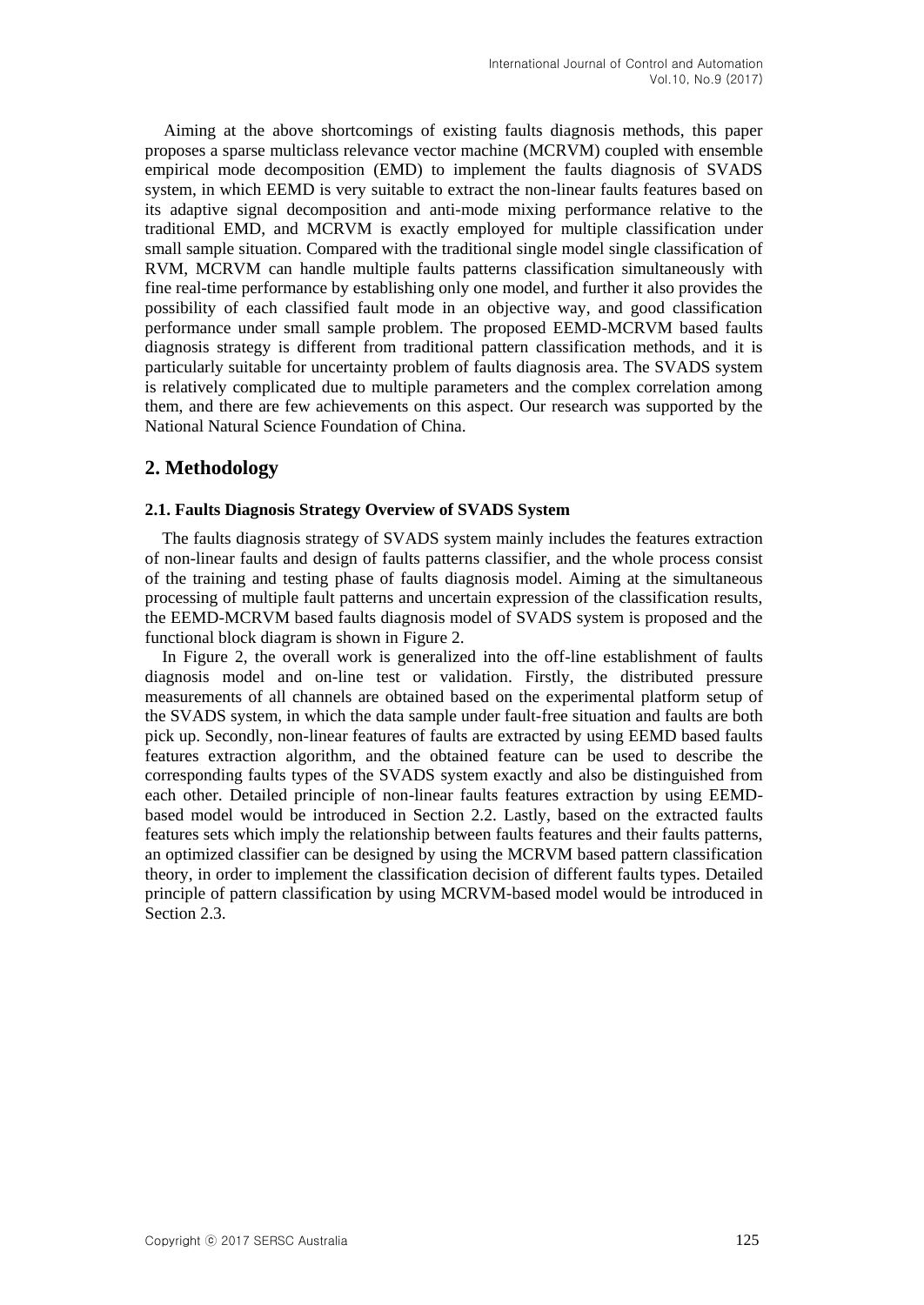Aiming at the above shortcomings of existing faults diagnosis methods, this paper proposes a sparse multiclass relevance vector machine (MCRVM) coupled with ensemble empirical mode decomposition (EMD) to implement the faults diagnosis of SVADS system, in which EEMD is very suitable to extract the non-linear faults features based on its adaptive signal decomposition and anti-mode mixing performance relative to the traditional EMD, and MCRVM is exactly employed for multiple classification under small sample situation. Compared with the traditional single model single classification of RVM, MCRVM can handle multiple faults patterns classification simultaneously with fine real-time performance by establishing only one model, and further it also provides the possibility of each classified fault mode in an objective way, and good classification performance under small sample problem. The proposed EEMD-MCRVM based faults diagnosis strategy is different from traditional pattern classification methods, and it is particularly suitable for uncertainty problem of faults diagnosis area. The SVADS system is relatively complicated due to multiple parameters and the complex correlation among them, and there are few achievements on this aspect. Our research was supported by the National Natural Science Foundation of China.

## 2. Methodology

### 2.1. Faults Diagnosis Strategy Overview of SVADS System

The faults diagnosis strategy of SVADS system mainly includes the features extraction of non-linear faults and design of faults patterns classifier, and the whole process consist of the training and testing phase of faults diagnosis model. Aiming at the simultaneous processing of multiple fault patterns and uncertain expression of the classification results, the EEMD-MCRVM based faults diagnosis model of SVADS system is proposed and the functional block diagram is shown in Figure 2.

In Figure 2, the overall work is generalized into the off-line establishment of faults diagnosis model and on-line test or validation. Firstly, the distributed pressure measurements of all channels are obtained based on the experimental platform setup of the SVADS system, in which the data sample under fault-free situation and faults are both pick up. Secondly, non-linear features of faults are extracted by using EEMD based faults features extraction algorithm, and the obtained feature can be used to describe the corresponding faults types of the SVADS system exactly and also be distinguished from each other. Detailed principle of non-linear faults features extraction by using EEMD-based model would be introduced in Section 2.2. Lastly, based on the extracted faults features sets which imply the relationship between faults features and their faults patterns, an optimized classifier can be designed by using the MCRVM based pattern classification theory, in order to implement the classification decision of different faults types. Detailed principle of pattern classification by using MCRVM-based model would be introduced in Section 2.3.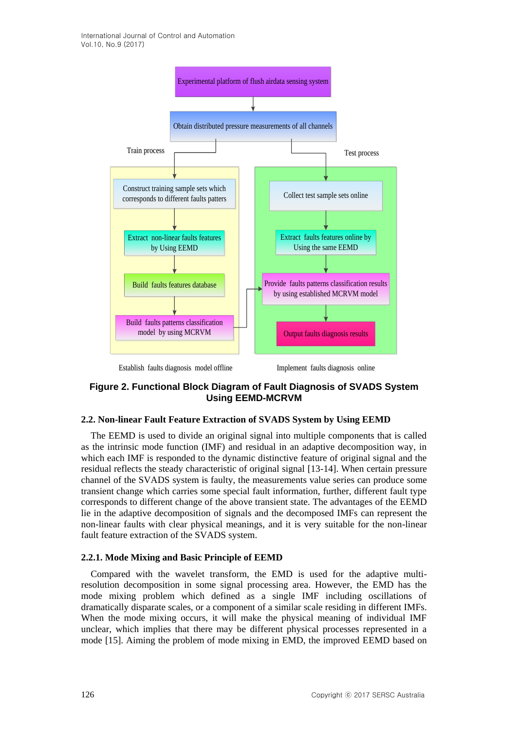Figure 2. Functional Block Diagram of Fault Diagnosis of SVADS System Using EEMD-MCRVM

### 2.2. Non-linear Fault Feature Extraction of SVADS System by Using EEMD

The EEMD is used to divide an original signal into multiple components that is called as the intrinsic mode function (IMF) and residual in an adaptive decomposition way, in which each IMF is responded to the dynamic distinctive feature of original signal and the residual reflects the steady characteristic of original signal [13-14]. When certain pressure channel of the SVADS system is faulty, the measurements value series can produce some transient change which carries some special fault information, further, different fault type corresponds to different change of the above transient state. The advantages of the EEMD lie in the adaptive decomposition of signals and the decomposed IMFs can represent the non-linear faults with clear physical meanings, and it is very suitable for the non-linear fault feature extraction of the SVADS system.

#### 2.2.1. Mode Mixing and Basic Principle of EEMD

Compared with the wavelet transform, the EMD is used for the adaptive multi-resolution decomposition in some signal processing area. However, the EMD has the mode mixing problem which defined as a single IMF including oscillations of dramatically disparate scales, or a component of a similar scale residing in different IMFs. When the mode mixing occurs, it will make the physical meaning of individual IMF unclear, which implies that there may be different physical processes represented in a mode [15]. Aiming the problem of mode mixing in EMD, the improved EEMD based on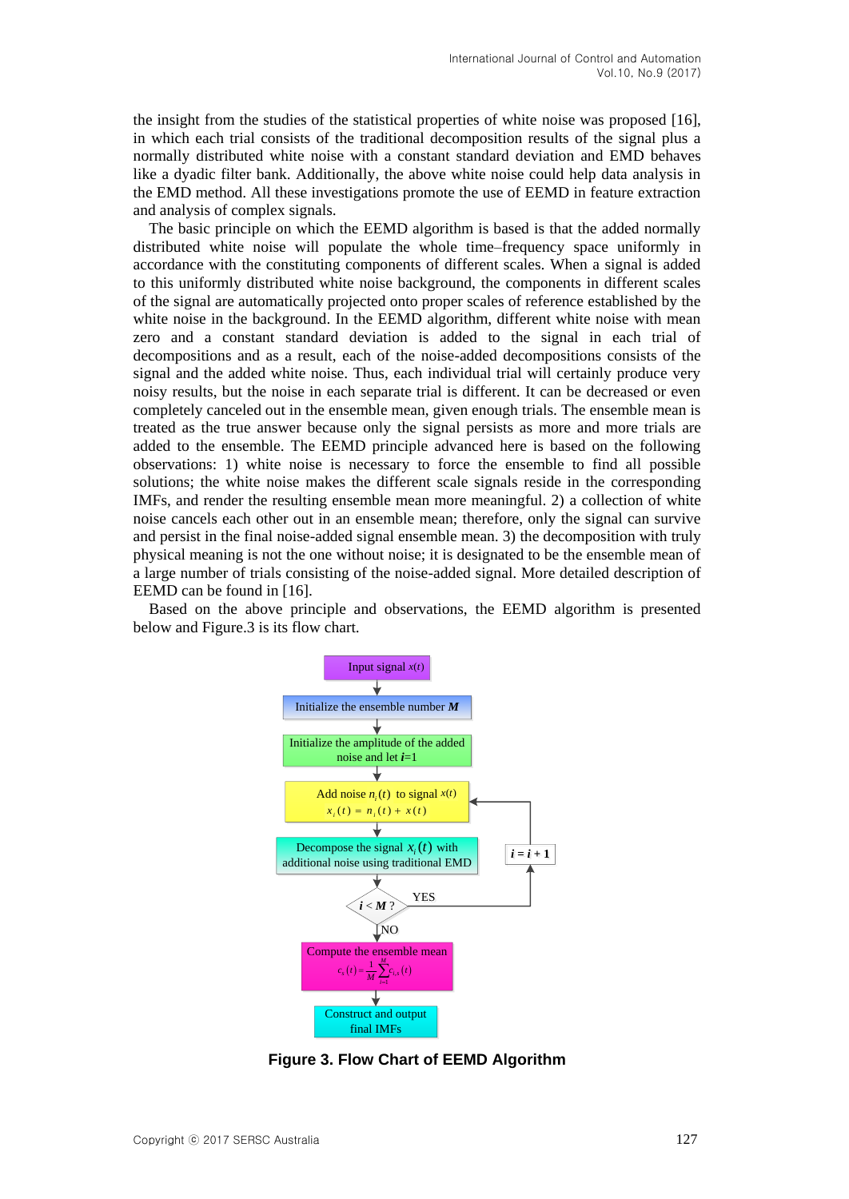the insight from the studies of the statistical properties of white noise was proposed [16], in which each trial consists of the traditional decomposition results of the signal plus a normally distributed white noise with a constant standard deviation and EMD behaves like a dyadic filter bank. Additionally, the above white noise could help data analysis in the EMD method. All these investigations promote the use of EEMD in feature extraction and analysis of complex signals.

The basic principle on which the EEMD algorithm is based is that the added normally distributed white noise will populate the whole time–frequency space uniformly in accordance with the constituting components of different scales. When a signal is added to this uniformly distributed white noise background, the components in different scales of the signal are automatically projected onto proper scales of reference established by the white noise in the background. In the EEMD algorithm, different white noise with mean zero and a constant standard deviation is added to the signal in each trial of decompositions and as a result, each of the noise-added decompositions consists of the signal and the added white noise. Thus, each individual trial will certainly produce very noisy results, but the noise in each separate trial is different. It can be decreased or even completely canceled out in the ensemble mean, given enough trials. The ensemble mean is treated as the true answer because only the signal persists as more and more trials are added to the ensemble. The EEMD principle advanced here is based on the following observations: 1) white noise is necessary to force the ensemble to find all possible solutions; the white noise makes the different scale signals reside in the corresponding IMFs, and render the resulting ensemble mean more meaningful. 2) a collection of white noise cancels each other out in an ensemble mean; therefore, only the signal can survive and persist in the final noise-added signal ensemble mean. 3) the decomposition with truly physical meaning is not the one without noise; it is designated to be the ensemble mean of a large number of trials consisting of the noise-added signal. More detailed description of EEMD can be found in [16].

Based on the above principle and observations, the EEMD algorithm is presented below and Figure.3 is its flow chart.

Input signal $x(t)$

Initialize the ensemble number $M$

Initialize the amplitude of the added noise and let $i$=1

Add noise $n_i(t)$ to signal $x(t)$
$x_i(t) = n_i(t) + x(t)$

Decompose the signal $x_i(t)$ with additional noise using traditional EMD

$i < M$ ? — YES: $i = i + 1$ (return to "Add noise") — NO: continue

Compute the ensemble mean
$c_s(t) = \frac{1}{M}\sum_{i=1}^{M} c_{i,s}(t)$

Construct and output final IMFs

**Figure 3. Flow Chart of EEMD Algorithm**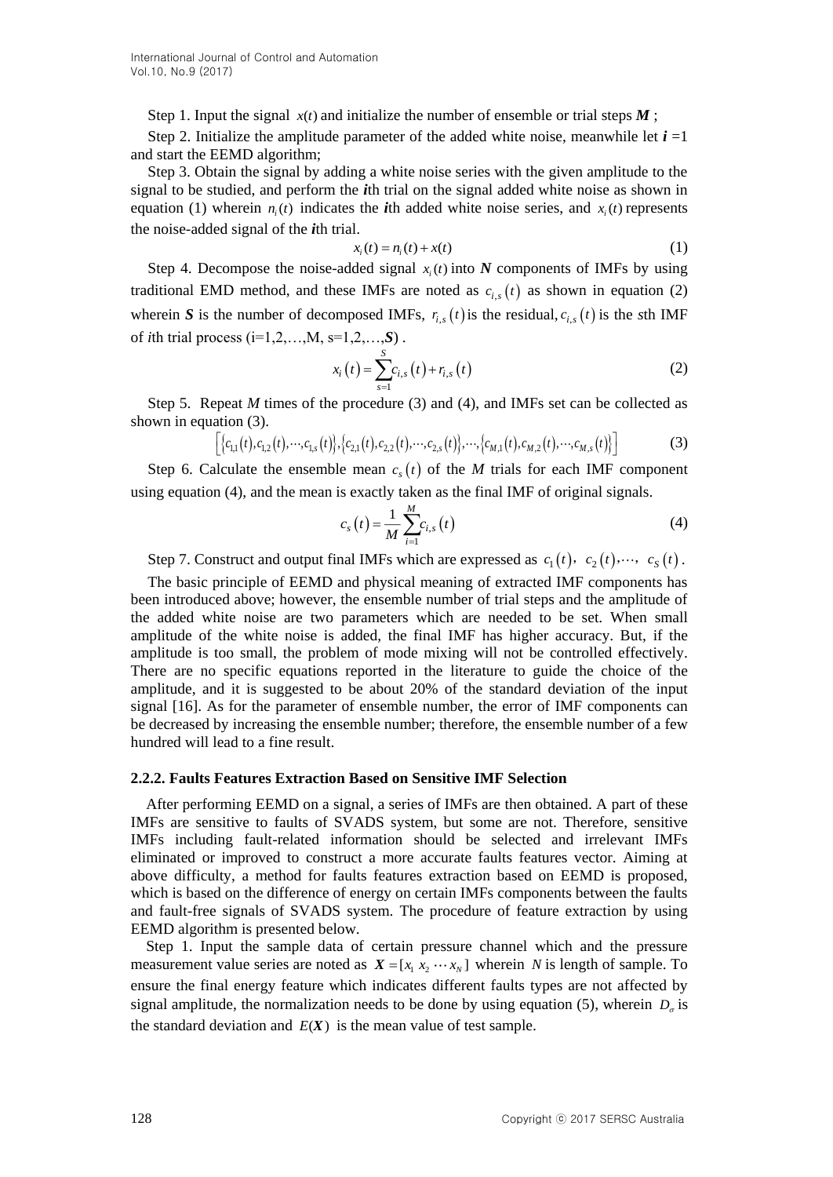Step 1. Input the signal $x(t)$ and initialize the number of ensemble or trial steps $\boldsymbol{M}$ ;

Step 2. Initialize the amplitude parameter of the added white noise, meanwhile let $\boldsymbol{i}=1$ and start the EEMD algorithm;

Step 3. Obtain the signal by adding a white noise series with the given amplitude to the signal to be studied, and perform the ***i***th trial on the signal added white noise as shown in equation (1) wherein $n_i(t)$ indicates the ***i***th added white noise series, and $x_i(t)$ represents the noise-added signal of the ***i***th trial.

$$x_i(t)=n_i(t)+x(t) \tag{1}$$

Step 4. Decompose the noise-added signal $x_i(t)$ into $\boldsymbol{N}$ components of IMFs by using traditional EMD method, and these IMFs are noted as $c_{i,s}(t)$ as shown in equation (2) wherein $\boldsymbol{S}$ is the number of decomposed IMFs, $r_{i,s}(t)$ is the residual, $c_{i,s}(t)$ is the *s*th IMF of *i*th trial process (i=1,2,…,M, s=1,2,…,$\boldsymbol{S}$) .

$$x_i(t)=\sum_{s=1}^{S}c_{i,s}(t)+r_{i,s}(t) \tag{2}$$

Step 5. Repeat *M* times of the procedure (3) and (4), and IMFs set can be collected as shown in equation (3).

$$\left[\{c_{1,1}(t),c_{1,2}(t),\cdots,c_{1,s}(t)\},\{c_{2,1}(t),c_{2,2}(t),\cdots,c_{2,s}(t)\},\cdots,\{c_{M,1}(t),c_{M,2}(t),\cdots,c_{M,s}(t)\}\right] \tag{3}$$

Step 6. Calculate the ensemble mean $c_s(t)$ of the *M* trials for each IMF component using equation (4), and the mean is exactly taken as the final IMF of original signals.

$$c_s(t)=\frac{1}{M}\sum_{i=1}^{M}c_{i,s}(t) \tag{4}$$

Step 7. Construct and output final IMFs which are expressed as $c_1(t)$, $c_2(t)$,⋯, $c_S(t)$.

The basic principle of EEMD and physical meaning of extracted IMF components has been introduced above; however, the ensemble number of trial steps and the amplitude of the added white noise are two parameters which are needed to be set. When small amplitude of the white noise is added, the final IMF has higher accuracy. But, if the amplitude is too small, the problem of mode mixing will not be controlled effectively. There are no specific equations reported in the literature to guide the choice of the amplitude, and it is suggested to be about 20% of the standard deviation of the input signal [16]. As for the parameter of ensemble number, the error of IMF components can be decreased by increasing the ensemble number; therefore, the ensemble number of a few hundred will lead to a fine result.

#### 2.2.2. Faults Features Extraction Based on Sensitive IMF Selection

After performing EEMD on a signal, a series of IMFs are then obtained. A part of these IMFs are sensitive to faults of SVADS system, but some are not. Therefore, sensitive IMFs including fault-related information should be selected and irrelevant IMFs eliminated or improved to construct a more accurate faults features vector. Aiming at above difficulty, a method for faults features extraction based on EEMD is proposed, which is based on the difference of energy on certain IMFs components between the faults and fault-free signals of SVADS system. The procedure of feature extraction by using EEMD algorithm is presented below.

Step 1. Input the sample data of certain pressure channel which and the pressure measurement value series are noted as $\boldsymbol{X}=[x_1\ x_2\ \cdots\ x_N]$ wherein $N$ is length of sample. To ensure the final energy feature which indicates different faults types are not affected by signal amplitude, the normalization needs to be done by using equation (5), wherein $D_\sigma$ is the standard deviation and $E(\boldsymbol{X})$ is the mean value of test sample.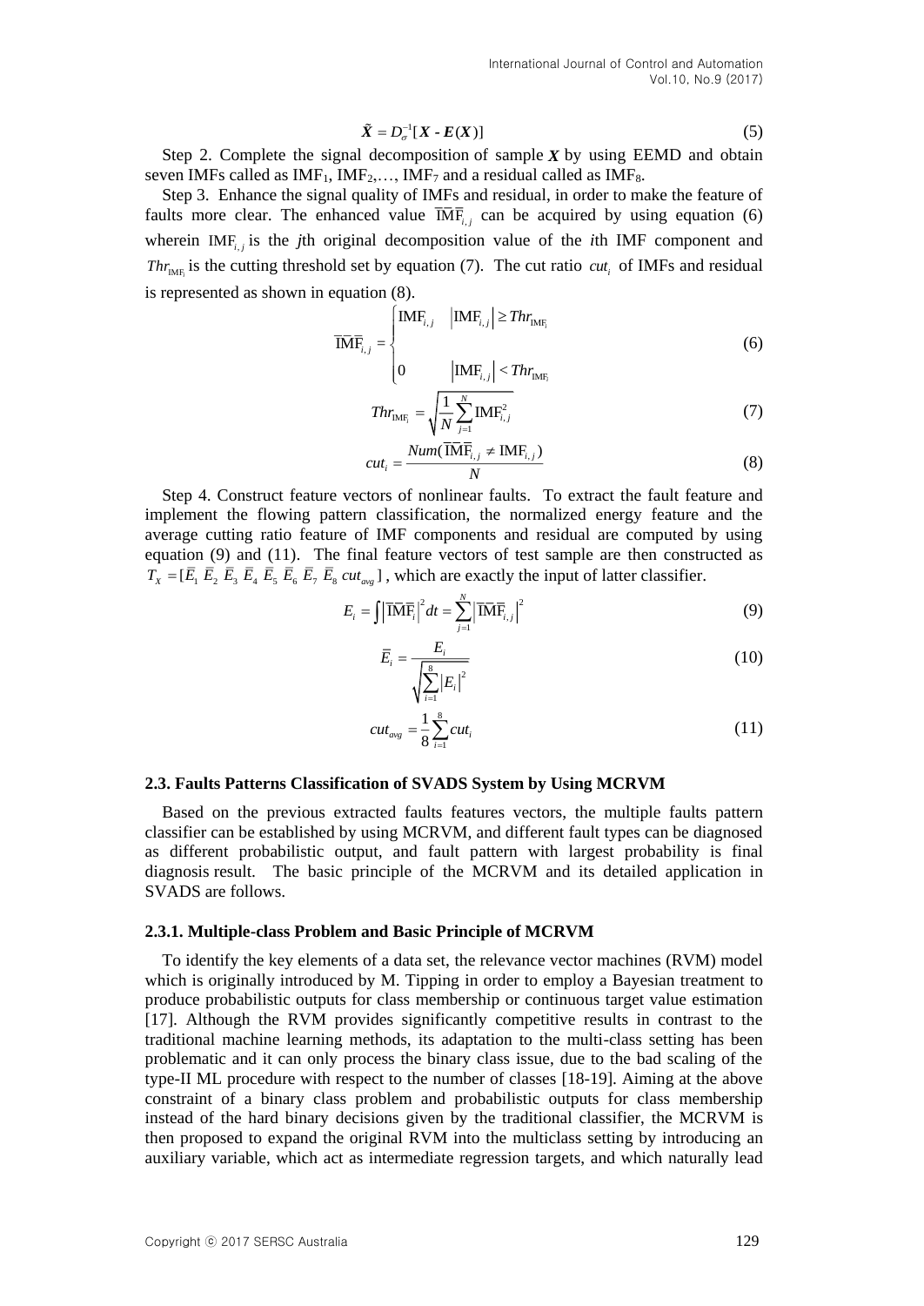$$\tilde{X} = D_{\sigma}^{-1}[X - E(X)] \tag{5}$$

Step 2. Complete the signal decomposition of sample $X$ by using EEMD and obtain seven IMFs called as $\mathrm{IMF}_1$, $\mathrm{IMF}_2$,…, $\mathrm{IMF}_7$ and a residual called as $\mathrm{IMF}_8$.

Step 3. Enhance the signal quality of IMFs and residual, in order to make the feature of faults more clear. The enhanced value $\overline{\mathrm{IMF}}_{i,j}$ can be acquired by using equation (6) wherein $\mathrm{IMF}_{i,j}$ is the $j$th original decomposition value of the $i$th IMF component and $Thr_{\mathrm{IMF}_i}$ is the cutting threshold set by equation (7). The cut ratio $cut_i$ of IMFs and residual is represented as shown in equation (8).

$$\overline{\mathrm{IMF}}_{i,j} = \begin{cases} \mathrm{IMF}_{i,j} & \left|\mathrm{IMF}_{i,j}\right| \geq Thr_{\mathrm{IMF}_i} \\ 0 & \left|\mathrm{IMF}_{i,j}\right| < Thr_{\mathrm{IMF}_i} \end{cases} \tag{6}$$

$$Thr_{\mathrm{IMF}_i} = \sqrt{\frac{1}{N}\sum_{j=1}^{N}\mathrm{IMF}_{i,j}^2} \tag{7}$$

$$cut_i = \frac{Num(\overline{\mathrm{IMF}}_{i,j} \neq \mathrm{IMF}_{i,j})}{N} \tag{8}$$

Step 4. Construct feature vectors of nonlinear faults. To extract the fault feature and implement the flowing pattern classification, the normalized energy feature and the average cutting ratio feature of IMF components and residual are computed by using equation (9) and (11). The final feature vectors of test sample are then constructed as $T_X = [\overline{E}_1\ \overline{E}_2\ \overline{E}_3\ \overline{E}_4\ \overline{E}_5\ \overline{E}_6\ \overline{E}_7\ \overline{E}_8\ cut_{avg}]$, which are exactly the input of latter classifier.

$$E_i = \int \left|\overline{\mathrm{IMF}}_i\right|^2 dt = \sum_{j=1}^{N}\left|\overline{\mathrm{IMF}}_{i,j}\right|^2 \tag{9}$$

$$\overline{E}_i = \frac{E_i}{\sqrt{\sum_{i=1}^{8}\left|E_i\right|^2}} \tag{10}$$

$$cut_{avg} = \frac{1}{8}\sum_{i=1}^{8} cut_i \tag{11}$$

### 2.3. Faults Patterns Classification of SVADS System by Using MCRVM

Based on the previous extracted faults features vectors, the multiple faults pattern classifier can be established by using MCRVM, and different fault types can be diagnosed as different probabilistic output, and fault pattern with largest probability is final diagnosis result. The basic principle of the MCRVM and its detailed application in SVADS are follows.

#### 2.3.1. Multiple-class Problem and Basic Principle of MCRVM

To identify the key elements of a data set, the relevance vector machines (RVM) model which is originally introduced by M. Tipping in order to employ a Bayesian treatment to produce probabilistic outputs for class membership or continuous target value estimation [17]. Although the RVM provides significantly competitive results in contrast to the traditional machine learning methods, its adaptation to the multi-class setting has been problematic and it can only process the binary class issue, due to the bad scaling of the type-II ML procedure with respect to the number of classes [18-19]. Aiming at the above constraint of a binary class problem and probabilistic outputs for class membership instead of the hard binary decisions given by the traditional classifier, the MCRVM is then proposed to expand the original RVM into the multiclass setting by introducing an auxiliary variable, which act as intermediate regression targets, and which naturally lead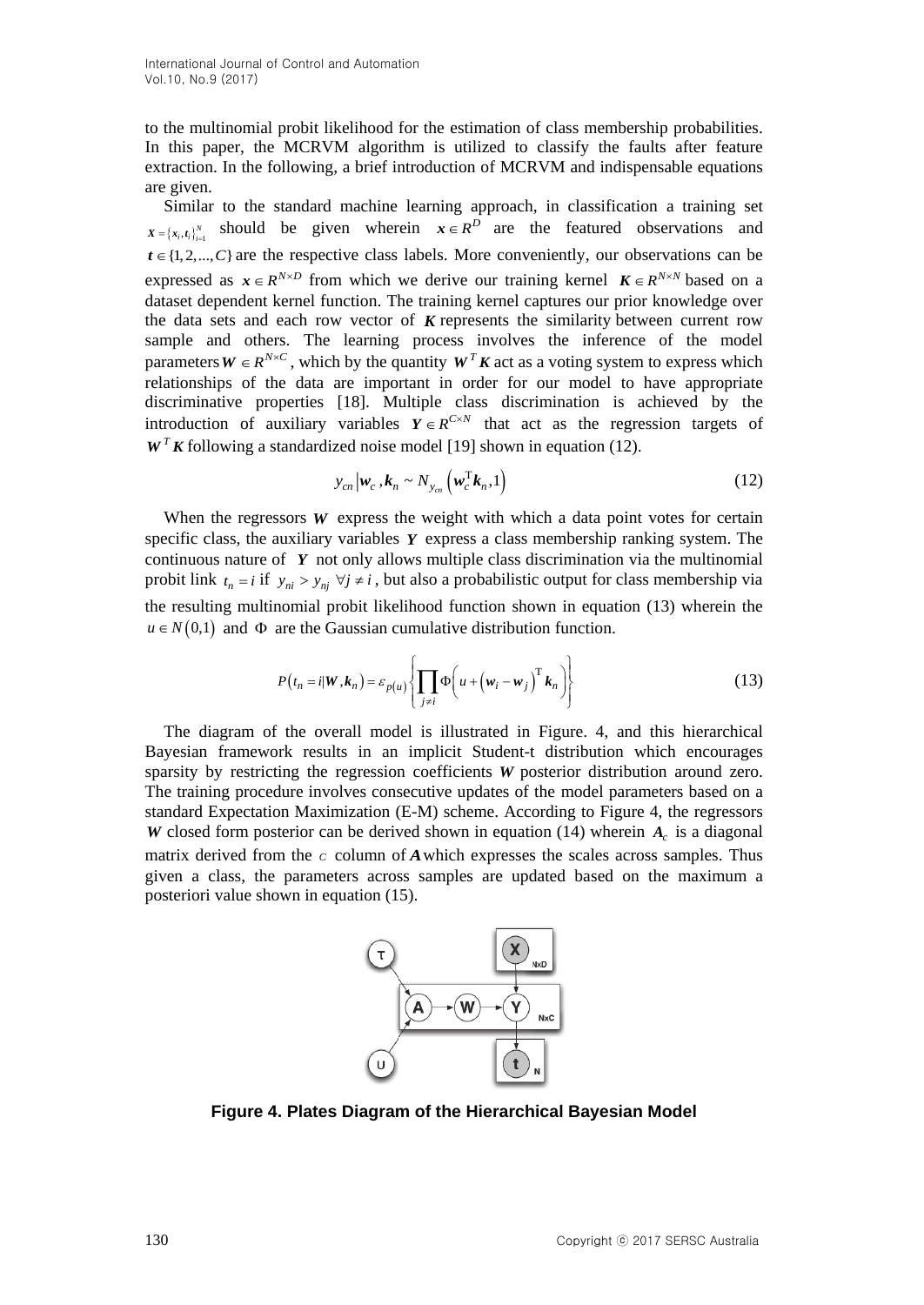to the multinomial probit likelihood for the estimation of class membership probabilities. In this paper, the MCRVM algorithm is utilized to classify the faults after feature extraction. In the following, a brief introduction of MCRVM and indispensable equations are given.

Similar to the standard machine learning approach, in classification a training set $\boldsymbol{X} = \{\boldsymbol{x}_i, \boldsymbol{t}_i\}_{i=1}^{N}$ should be given wherein $\boldsymbol{x} \in R^D$ are the featured observations and $\boldsymbol{t} \in \{1, 2, ..., C\}$ are the respective class labels. More conveniently, our observations can be expressed as $\boldsymbol{x} \in R^{N \times D}$ from which we derive our training kernel $\boldsymbol{K} \in R^{N \times N}$ based on a dataset dependent kernel function. The training kernel captures our prior knowledge over the data sets and each row vector of $\boldsymbol{K}$ represents the similarity between current row sample and others. The learning process involves the inference of the model parameters $\boldsymbol{W} \in R^{N \times C}$, which by the quantity $\boldsymbol{W}^T \boldsymbol{K}$ act as a voting system to express which relationships of the data are important in order for our model to have appropriate discriminative properties [18]. Multiple class discrimination is achieved by the introduction of auxiliary variables $\boldsymbol{Y} \in R^{C \times N}$ that act as the regression targets of $\boldsymbol{W}^T \boldsymbol{K}$ following a standardized noise model [19] shown in equation (12).

$$y_{cn} | \boldsymbol{w}_c, \boldsymbol{k}_n \sim N_{y_{cn}} \left( \boldsymbol{w}_c^{\mathrm{T}} \boldsymbol{k}_n, 1 \right) \tag{12}$$

When the regressors $\boldsymbol{W}$ express the weight with which a data point votes for certain specific class, the auxiliary variables $\boldsymbol{Y}$ express a class membership ranking system. The continuous nature of $\boldsymbol{Y}$ not only allows multiple class discrimination via the multinomial probit link $t_n = i$ if $y_{ni} > y_{nj}\ \forall j \neq i$, but also a probabilistic output for class membership via the resulting multinomial probit likelihood function shown in equation (13) wherein the $u \in N(0,1)$ and $\Phi$ are the Gaussian cumulative distribution function.

$$P(t_n = i | \boldsymbol{W}, \boldsymbol{k}_n) = \varepsilon_{p(u)} \left\{ \prod_{j \neq i} \Phi\left( u + \left( \boldsymbol{w}_i - \boldsymbol{w}_j \right)^{\mathrm{T}} \boldsymbol{k}_n \right) \right\} \tag{13}$$

The diagram of the overall model is illustrated in Figure. 4, and this hierarchical Bayesian framework results in an implicit Student-t distribution which encourages sparsity by restricting the regression coefficients $\boldsymbol{W}$ posterior distribution around zero. The training procedure involves consecutive updates of the model parameters based on a standard Expectation Maximization (E-M) scheme. According to Figure 4, the regressors $\boldsymbol{W}$ closed form posterior can be derived shown in equation (14) wherein $\boldsymbol{A}_c$ is a diagonal matrix derived from the $c$ column of $\boldsymbol{A}$ which expresses the scales across samples. Thus given a class, the parameters across samples are updated based on the maximum a posteriori value shown in equation (15).

**Figure 4. Plates Diagram of the Hierarchical Bayesian Model**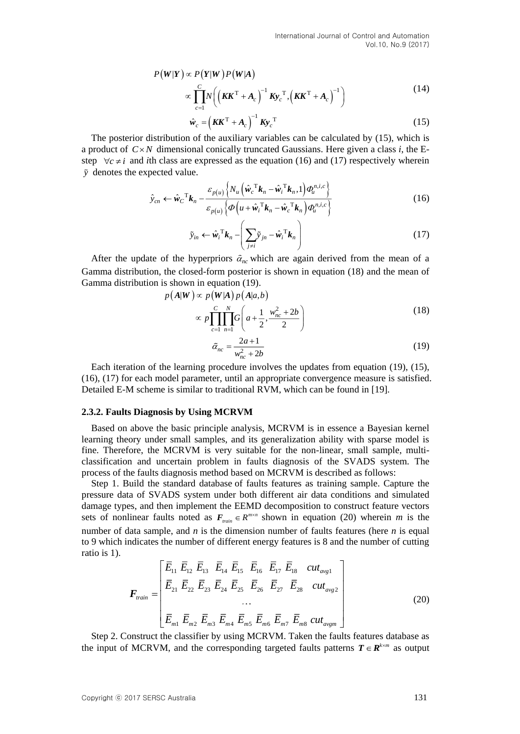$$
\begin{aligned}
P(\boldsymbol{W}|\boldsymbol{Y}) &\propto P(\boldsymbol{Y}|\boldsymbol{W})P(\boldsymbol{W}|\boldsymbol{A}) \\
&\propto \prod_{c=1}^{C} N\left(\left(\boldsymbol{K}\boldsymbol{K}^{\mathrm{T}}+\boldsymbol{A}_c\right)^{-1}\boldsymbol{K}\boldsymbol{y}_c^{\mathrm{T}},\left(\boldsymbol{K}\boldsymbol{K}^{\mathrm{T}}+\boldsymbol{A}_c\right)^{-1}\right)
\end{aligned}
\tag{14}
$$

$$
\hat{\boldsymbol{w}}_c = \left(\boldsymbol{K}\boldsymbol{K}^{\mathrm{T}}+\boldsymbol{A}_c\right)^{-1}\boldsymbol{K}\boldsymbol{y}_c^{\mathrm{T}} \tag{15}
$$

The posterior distribution of the auxiliary variables can be calculated by (15), which is a product of $C \times N$ dimensional conically truncated Gaussians. Here given a class *i*, the E-step $\forall c \neq i$ and *i*th class are expressed as the equation (16) and (17) respectively wherein $\tilde{y}$ denotes the expected value.

$$
\hat{y}_{cn} \leftarrow \hat{\boldsymbol{w}}_C^{\mathrm{T}}\boldsymbol{k}_n - \frac{\varepsilon_{p(u)}\left\{N_u\left(\hat{\boldsymbol{w}}_c^{\mathrm{T}}\boldsymbol{k}_n - \hat{\boldsymbol{w}}_i^{\mathrm{T}}\boldsymbol{k}_n,1\right)\Phi_u^{n,i,c}\right\}}{\varepsilon_{p(u)}\left\{\Phi\left(u+\hat{\boldsymbol{w}}_i^{\mathrm{T}}\boldsymbol{k}_n - \hat{\boldsymbol{w}}_c^{\mathrm{T}}\boldsymbol{k}_n\right)\Phi_u^{n,i,c}\right\}} \tag{16}
$$

$$
\tilde{y}_{in} \leftarrow \hat{\boldsymbol{w}}_i^{\mathrm{T}}\boldsymbol{k}_n - \left(\sum_{j\neq i}\tilde{y}_{jn} - \hat{\boldsymbol{w}}_i^{\mathrm{T}}\boldsymbol{k}_n\right) \tag{17}
$$

After the update of the hyperpriors $\tilde{\alpha}_{nc}$ which are again derived from the mean of a Gamma distribution, the closed-form posterior is shown in equation (18) and the mean of Gamma distribution is shown in equation (19).

$$
\begin{aligned}
p(\boldsymbol{A}|\boldsymbol{W}) &\propto p(\boldsymbol{W}|\boldsymbol{A})\,p(\boldsymbol{A}|a,b) \\
&\propto p\prod_{c=1}^{C}\prod_{n=1}^{N} G\left(a+\frac{1}{2},\frac{w_{nc}^2+2b}{2}\right)
\end{aligned}
\tag{18}
$$

$$
\tilde{\alpha}_{nc} = \frac{2a+1}{w_{nc}^2+2b} \tag{19}
$$

Each iteration of the learning procedure involves the updates from equation (19), (15), (16), (17) for each model parameter, until an appropriate convergence measure is satisfied. Detailed E-M scheme is similar to traditional RVM, which can be found in [19].

### 2.3.2. Faults Diagnosis by Using MCRVM

Based on above the basic principle analysis, MCRVM is in essence a Bayesian kernel learning theory under small samples, and its generalization ability with sparse model is fine. Therefore, the MCRVM is very suitable for the non-linear, small sample, multi-classification and uncertain problem in faults diagnosis of the SVADS system. The process of the faults diagnosis method based on MCRVM is described as follows:

Step 1. Build the standard database of faults features as training sample. Capture the pressure data of SVADS system under both different air data conditions and simulated damage types, and then implement the EEMD decomposition to construct feature vectors sets of nonlinear faults noted as $\boldsymbol{F}_{train} \in R^{m\times n}$ shown in equation (20) wherein *m* is the number of data sample, and *n* is the dimension number of faults features (here *n* is equal to 9 which indicates the number of different energy features is 8 and the number of cutting ratio is 1).

$$
\boldsymbol{F}_{train} = \begin{bmatrix}
\bar{E}_{11} & \bar{E}_{12} & \bar{E}_{13} & \bar{E}_{14} & \bar{E}_{15} & \bar{E}_{16} & \bar{E}_{17} & \bar{E}_{18} & cut_{avg1} \\
\bar{E}_{21} & \bar{E}_{22} & \bar{E}_{23} & \bar{E}_{24} & \bar{E}_{25} & \bar{E}_{26} & \bar{E}_{27} & \bar{E}_{28} & cut_{avg2} \\
 & & & & \cdots & & & & \\
\bar{E}_{m1} & \bar{E}_{m2} & \bar{E}_{m3} & \bar{E}_{m4} & \bar{E}_{m5} & \bar{E}_{m6} & \bar{E}_{m7} & \bar{E}_{m8} & cut_{avgm}
\end{bmatrix} \tag{20}
$$

Step 2. Construct the classifier by using MCRVM. Taken the faults features database as the input of MCRVM, and the corresponding targeted faults patterns $\boldsymbol{T} \in \boldsymbol{R}^{k\times m}$ as output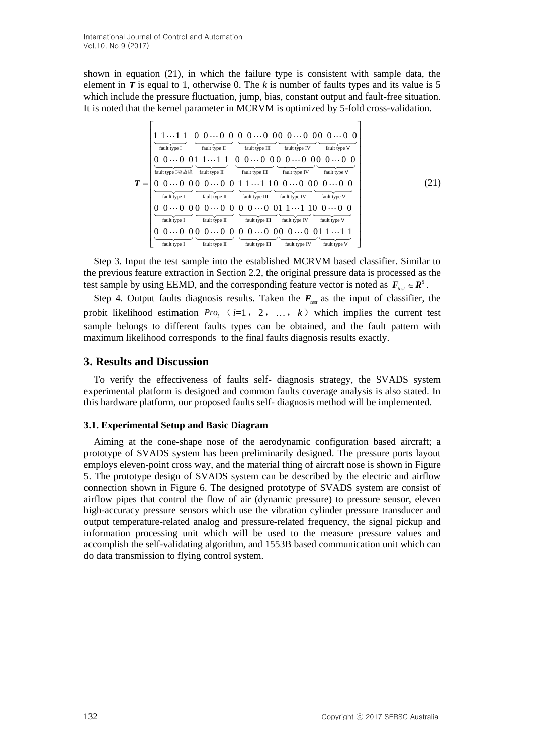shown in equation (21), in which the failure type is consistent with sample data, the element in $\boldsymbol{T}$ is equal to 1, otherwise 0. The $k$ is number of faults types and its value is 5 which include the pressure fluctuation, jump, bias, constant output and fault-free situation. It is noted that the kernel parameter in MCRVM is optimized by 5-fold cross-validation.

$$
\boldsymbol{T}=\begin{bmatrix}
\underbrace{1\ 1\cdots1\ 1}_{\text{fault type I}}\ \underbrace{0\ 0\cdots0\ 0}_{\text{fault type II}}\ \underbrace{0\ 0\cdots0\ 0}_{\text{fault type III}}\ \underbrace{0\ 0\cdots0\ 0}_{\text{fault type IV}}\ \underbrace{0\ 0\cdots0\ 0}_{\text{fault type V}} \\
\underbrace{0\ 0\cdots0\ 0}_{\text{fault type I类故障}}\ \underbrace{1\ 1\cdots1\ 1}_{\text{fault type II}}\ \underbrace{0\ 0\cdots0\ 0}_{\text{fault type III}}\ \underbrace{0\ 0\cdots0\ 0}_{\text{fault type IV}}\ \underbrace{0\ 0\cdots0\ 0}_{\text{fault type V}} \\
\underbrace{0\ 0\cdots0\ 0}_{\text{fault type I}}\ \underbrace{0\ 0\cdots0\ 0}_{\text{fault type II}}\ \underbrace{1\ 1\cdots1\ 1}_{\text{fault type III}}\ \underbrace{0\ 0\cdots0\ 0}_{\text{fault type IV}}\ \underbrace{0\ 0\cdots0\ 0}_{\text{fault type V}} \\
\underbrace{0\ 0\cdots0\ 0}_{\text{fault type I}}\ \underbrace{0\ 0\cdots0\ 0}_{\text{fault type II}}\ \underbrace{0\ 0\cdots0\ 0}_{\text{fault type III}}\ \underbrace{1\ 1\cdots1\ 1}_{\text{fault type IV}}\ \underbrace{0\ 0\cdots0\ 0}_{\text{fault type V}} \\
\underbrace{0\ 0\cdots0\ 0}_{\text{fault type I}}\ \underbrace{0\ 0\cdots0\ 0}_{\text{fault type II}}\ \underbrace{0\ 0\cdots0\ 0}_{\text{fault type III}}\ \underbrace{0\ 0\cdots0\ 0}_{\text{fault type IV}}\ \underbrace{1\ 1\cdots1\ 1}_{\text{fault type V}}
\end{bmatrix} \tag{21}
$$

Step 3. Input the test sample into the established MCRVM based classifier. Similar to the previous feature extraction in Section 2.2, the original pressure data is processed as the test sample by using EEMD, and the corresponding feature vector is noted as $\boldsymbol{F}_{test} \in \boldsymbol{R}^9$.

Step 4. Output faults diagnosis results. Taken the $\boldsymbol{F}_{test}$ as the input of classifier, the probit likelihood estimation $Pro_i$ （$i$=1， 2， …， $k$） which implies the current test sample belongs to different faults types can be obtained, and the fault pattern with maximum likelihood corresponds to the final faults diagnosis results exactly.

## 3. Results and Discussion

To verify the effectiveness of faults self- diagnosis strategy, the SVADS system experimental platform is designed and common faults coverage analysis is also stated. In this hardware platform, our proposed faults self- diagnosis method will be implemented.

### 3.1. Experimental Setup and Basic Diagram

Aiming at the cone-shape nose of the aerodynamic configuration based aircraft; a prototype of SVADS system has been preliminarily designed. The pressure ports layout employs eleven-point cross way, and the material thing of aircraft nose is shown in Figure 5. The prototype design of SVADS system can be described by the electric and airflow connection shown in Figure 6. The designed prototype of SVADS system are consist of airflow pipes that control the flow of air (dynamic pressure) to pressure sensor, eleven high-accuracy pressure sensors which use the vibration cylinder pressure transducer and output temperature-related analog and pressure-related frequency, the signal pickup and information processing unit which will be used to the measure pressure values and accomplish the self-validating algorithm, and 1553B based communication unit which can do data transmission to flying control system.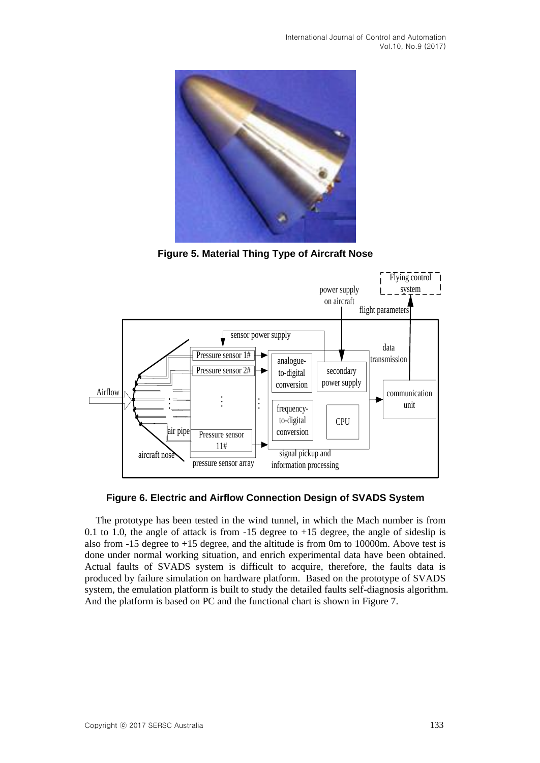**Figure 5. Material Thing Type of Aircraft Nose**

**Figure 6. Electric and Airflow Connection Design of SVADS System**

The prototype has been tested in the wind tunnel, in which the Mach number is from 0.1 to 1.0, the angle of attack is from -15 degree to +15 degree, the angle of sideslip is also from -15 degree to +15 degree, and the altitude is from 0m to 10000m. Above test is done under normal working situation, and enrich experimental data have been obtained. Actual faults of SVADS system is difficult to acquire, therefore, the faults data is produced by failure simulation on hardware platform. Based on the prototype of SVADS system, the emulation platform is built to study the detailed faults self-diagnosis algorithm. And the platform is based on PC and the functional chart is shown in Figure 7.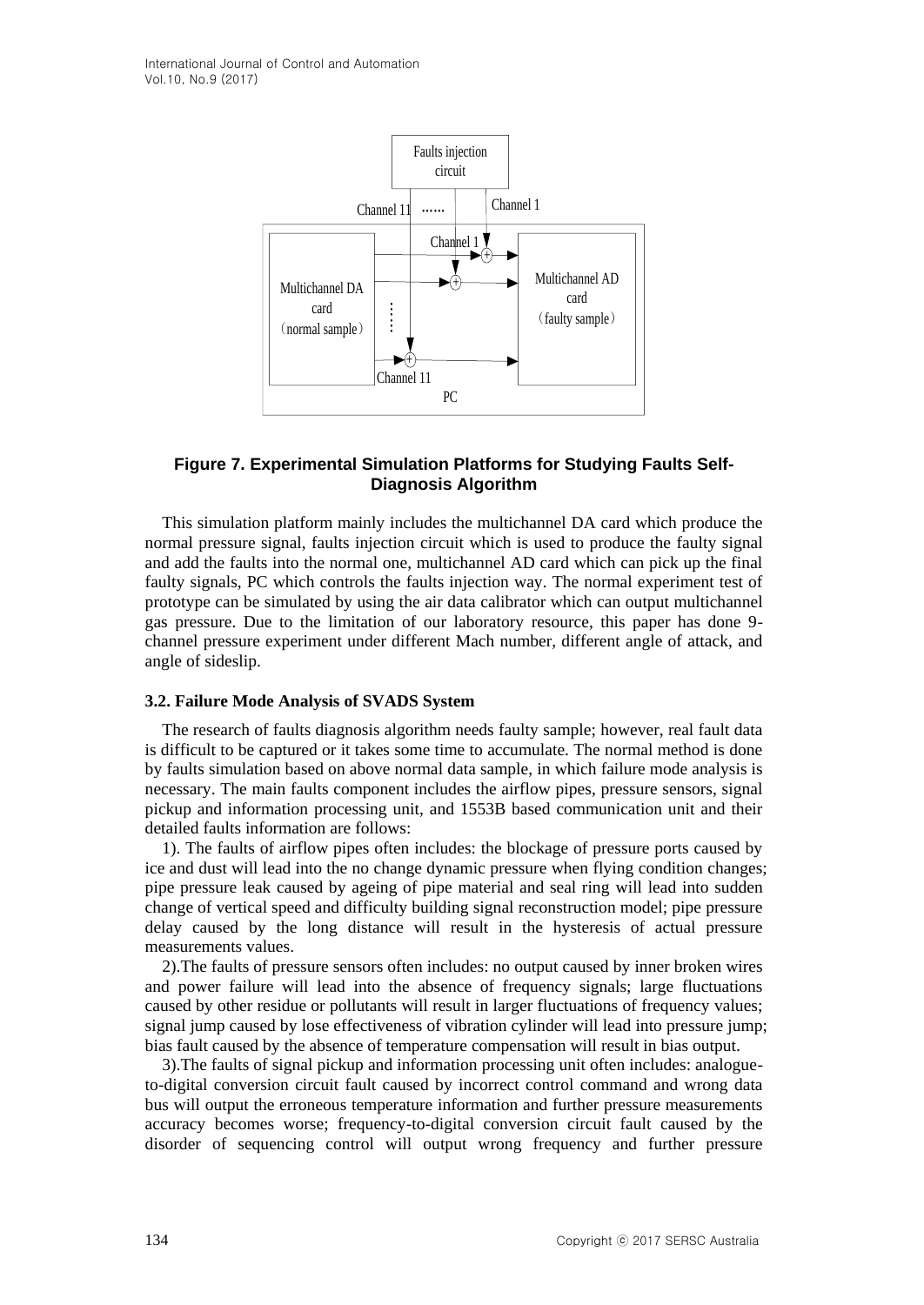**Figure 7. Experimental Simulation Platforms for Studying Faults Self-Diagnosis Algorithm**

This simulation platform mainly includes the multichannel DA card which produce the normal pressure signal, faults injection circuit which is used to produce the faulty signal and add the faults into the normal one, multichannel AD card which can pick up the final faulty signals, PC which controls the faults injection way. The normal experiment test of prototype can be simulated by using the air data calibrator which can output multichannel gas pressure. Due to the limitation of our laboratory resource, this paper has done 9-channel pressure experiment under different Mach number, different angle of attack, and angle of sideslip.

### 3.2. Failure Mode Analysis of SVADS System

The research of faults diagnosis algorithm needs faulty sample; however, real fault data is difficult to be captured or it takes some time to accumulate. The normal method is done by faults simulation based on above normal data sample, in which failure mode analysis is necessary. The main faults component includes the airflow pipes, pressure sensors, signal pickup and information processing unit, and 1553B based communication unit and their detailed faults information are follows:

1). The faults of airflow pipes often includes: the blockage of pressure ports caused by ice and dust will lead into the no change dynamic pressure when flying condition changes; pipe pressure leak caused by ageing of pipe material and seal ring will lead into sudden change of vertical speed and difficulty building signal reconstruction model; pipe pressure delay caused by the long distance will result in the hysteresis of actual pressure measurements values.

2).The faults of pressure sensors often includes: no output caused by inner broken wires and power failure will lead into the absence of frequency signals; large fluctuations caused by other residue or pollutants will result in larger fluctuations of frequency values; signal jump caused by lose effectiveness of vibration cylinder will lead into pressure jump; bias fault caused by the absence of temperature compensation will result in bias output.

3).The faults of signal pickup and information processing unit often includes: analogue-to-digital conversion circuit fault caused by incorrect control command and wrong data bus will output the erroneous temperature information and further pressure measurements accuracy becomes worse; frequency-to-digital conversion circuit fault caused by the disorder of sequencing control will output wrong frequency and further pressure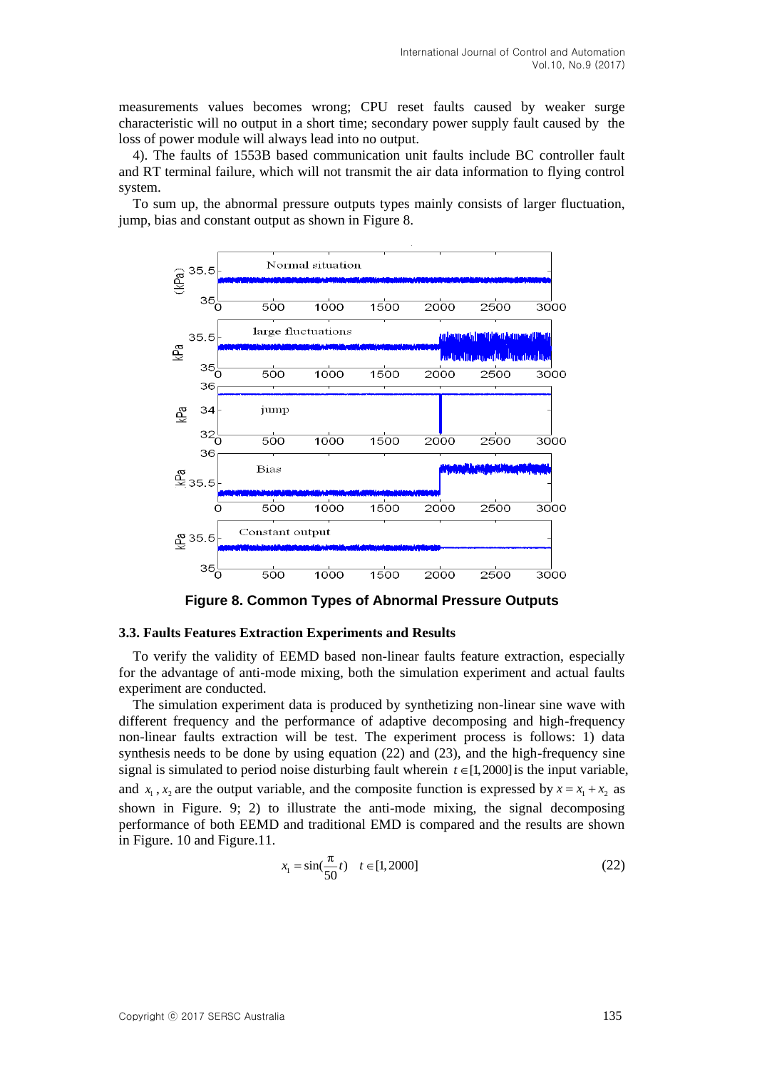measurements values becomes wrong; CPU reset faults caused by weaker surge characteristic will no output in a short time; secondary power supply fault caused by the loss of power module will always lead into no output.

4). The faults of 1553B based communication unit faults include BC controller fault and RT terminal failure, which will not transmit the air data information to flying control system.

To sum up, the abnormal pressure outputs types mainly consists of larger fluctuation, jump, bias and constant output as shown in Figure 8.

**Figure 8. Common Types of Abnormal Pressure Outputs**

### 3.3. Faults Features Extraction Experiments and Results

To verify the validity of EEMD based non-linear faults feature extraction, especially for the advantage of anti-mode mixing, both the simulation experiment and actual faults experiment are conducted.

The simulation experiment data is produced by synthetizing non-linear sine wave with different frequency and the performance of adaptive decomposing and high-frequency non-linear faults extraction will be test. The experiment process is follows: 1) data synthesis needs to be done by using equation (22) and (23), and the high-frequency sine signal is simulated to period noise disturbing fault wherein $t \in [1, 2000]$ is the input variable, and $x_1$, $x_2$ are the output variable, and the composite function is expressed by $x = x_1 + x_2$ as shown in Figure. 9; 2) to illustrate the anti-mode mixing, the signal decomposing performance of both EEMD and traditional EMD is compared and the results are shown in Figure. 10 and Figure.11.

$$x_1 = \sin\left(\frac{\pi}{50}t\right) \quad t \in [1, 2000] \tag{22}$$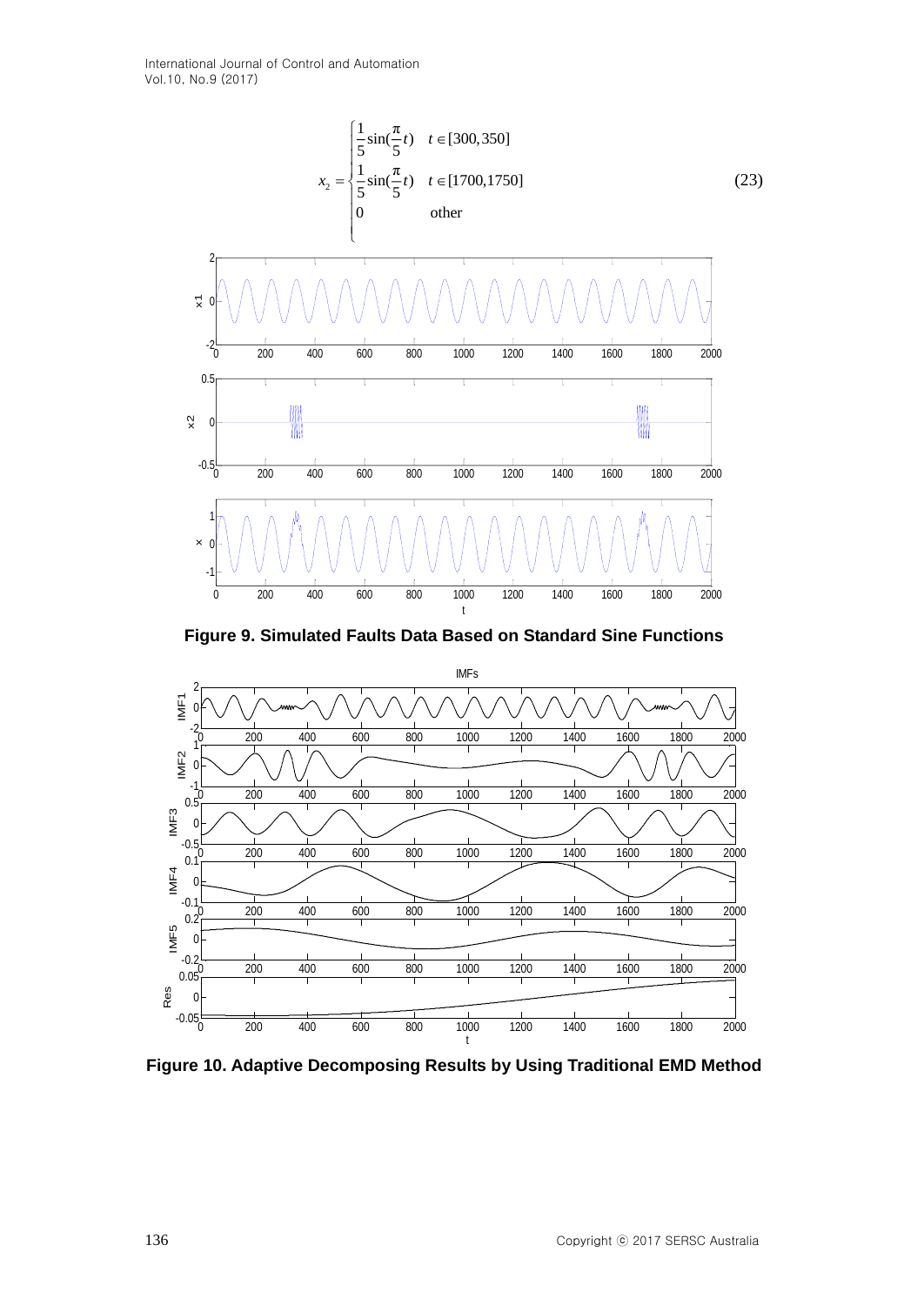$$x_2 = \begin{cases} \frac{1}{5}\sin(\frac{\pi}{5}t) & t \in [300, 350] \\ \frac{1}{5}\sin(\frac{\pi}{5}t) & t \in [1700, 1750] \\ 0 & \text{other} \end{cases} \tag{23}$$

**Figure 9. Simulated Faults Data Based on Standard Sine Functions**

**Figure 10. Adaptive Decomposing Results by Using Traditional EMD Method**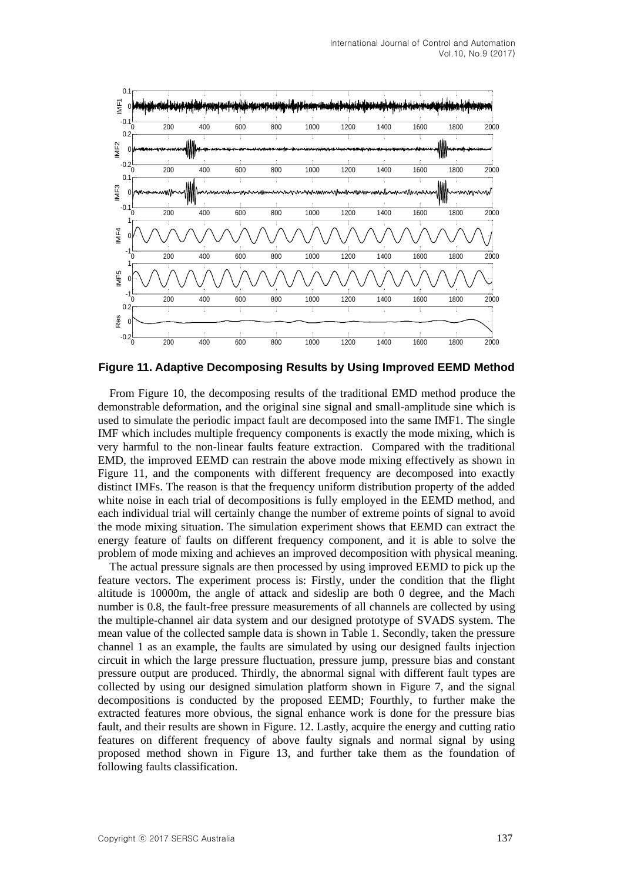**Figure 11. Adaptive Decomposing Results by Using Improved EEMD Method**

From Figure 10, the decomposing results of the traditional EMD method produce the demonstrable deformation, and the original sine signal and small-amplitude sine which is used to simulate the periodic impact fault are decomposed into the same IMF1. The single IMF which includes multiple frequency components is exactly the mode mixing, which is very harmful to the non-linear faults feature extraction. Compared with the traditional EMD, the improved EEMD can restrain the above mode mixing effectively as shown in Figure 11, and the components with different frequency are decomposed into exactly distinct IMFs. The reason is that the frequency uniform distribution property of the added white noise in each trial of decompositions is fully employed in the EEMD method, and each individual trial will certainly change the number of extreme points of signal to avoid the mode mixing situation. The simulation experiment shows that EEMD can extract the energy feature of faults on different frequency component, and it is able to solve the problem of mode mixing and achieves an improved decomposition with physical meaning.

The actual pressure signals are then processed by using improved EEMD to pick up the feature vectors. The experiment process is: Firstly, under the condition that the flight altitude is 10000m, the angle of attack and sideslip are both 0 degree, and the Mach number is 0.8, the fault-free pressure measurements of all channels are collected by using the multiple-channel air data system and our designed prototype of SVADS system. The mean value of the collected sample data is shown in Table 1. Secondly, taken the pressure channel 1 as an example, the faults are simulated by using our designed faults injection circuit in which the large pressure fluctuation, pressure jump, pressure bias and constant pressure output are produced. Thirdly, the abnormal signal with different fault types are collected by using our designed simulation platform shown in Figure 7, and the signal decompositions is conducted by the proposed EEMD; Fourthly, to further make the extracted features more obvious, the signal enhance work is done for the pressure bias fault, and their results are shown in Figure. 12. Lastly, acquire the energy and cutting ratio features on different frequency of above faulty signals and normal signal by using proposed method shown in Figure 13, and further take them as the foundation of following faults classification.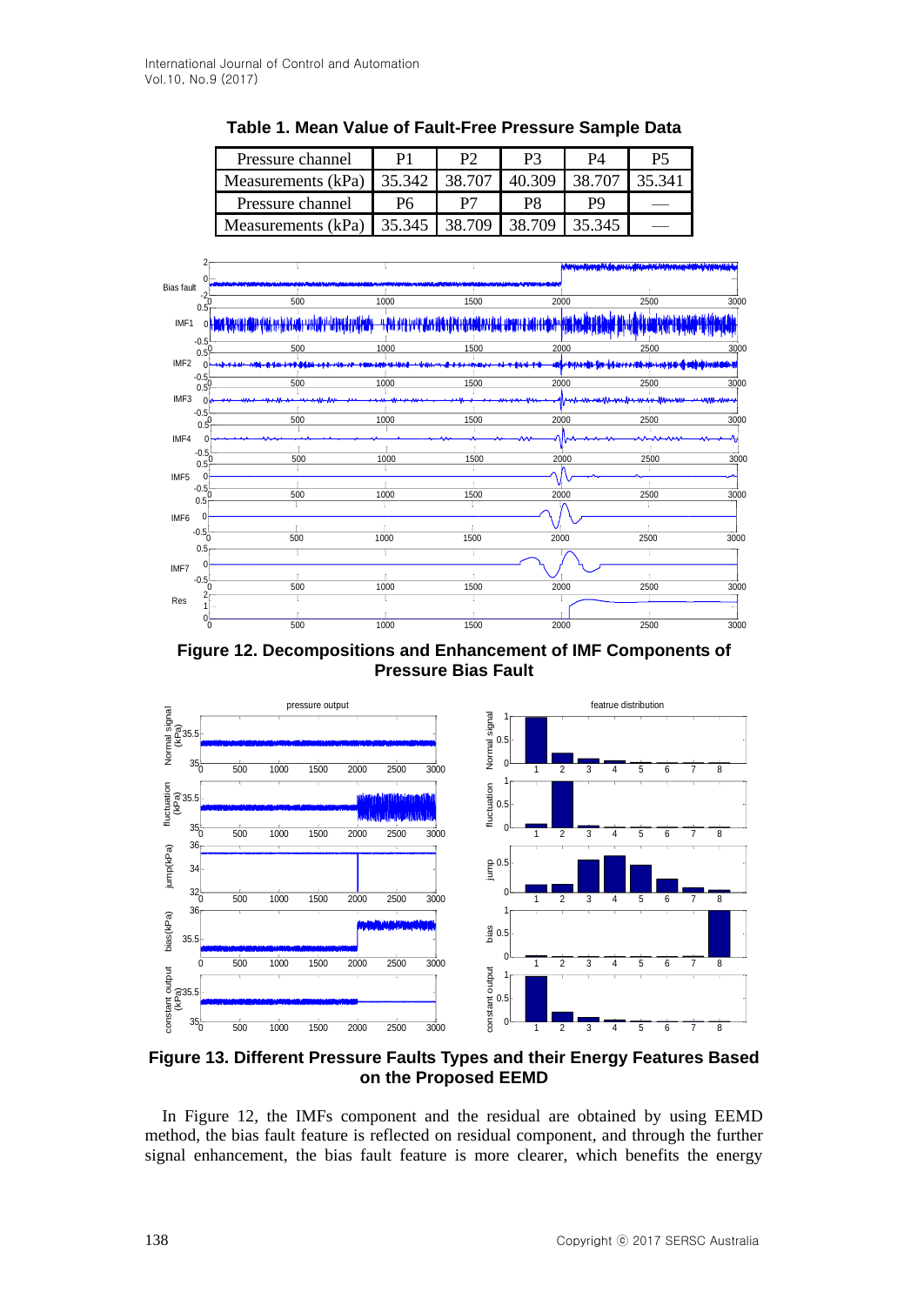**Table 1. Mean Value of Fault-Free Pressure Sample Data**

| Pressure channel | P1 | P2 | P3 | P4 | P5 |
|---|---|---|---|---|---|
| Measurements (kPa) | 35.342 | 38.707 | 40.309 | 38.707 | 35.341 |
| Pressure channel | P6 | P7 | P8 | P9 | — |
| Measurements (kPa) | 35.345 | 38.709 | 38.709 | 35.345 | — |

**Figure 12. Decompositions and Enhancement of IMF Components of Pressure Bias Fault**

**Figure 13. Different Pressure Faults Types and their Energy Features Based on the Proposed EEMD**

In Figure 12, the IMFs component and the residual are obtained by using EEMD method, the bias fault feature is reflected on residual component, and through the further signal enhancement, the bias fault feature is more clearer, which benefits the energy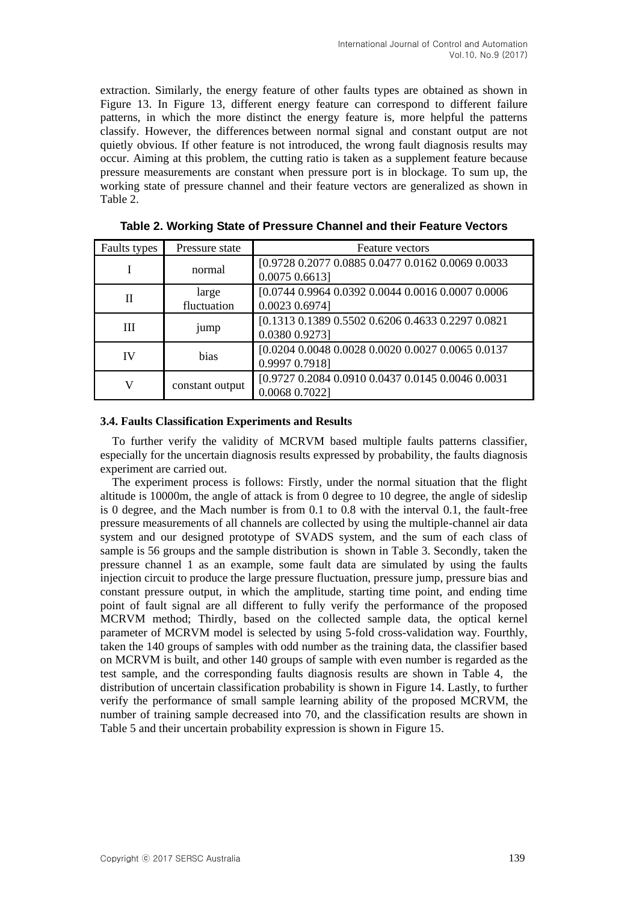extraction. Similarly, the energy feature of other faults types are obtained as shown in Figure 13. In Figure 13, different energy feature can correspond to different failure patterns, in which the more distinct the energy feature is, more helpful the patterns classify. However, the differences between normal signal and constant output are not quietly obvious. If other feature is not introduced, the wrong fault diagnosis results may occur. Aiming at this problem, the cutting ratio is taken as a supplement feature because pressure measurements are constant when pressure port is in blockage. To sum up, the working state of pressure channel and their feature vectors are generalized as shown in Table 2.

**Table 2. Working State of Pressure Channel and their Feature Vectors**

| Faults types | Pressure state | Feature vectors |
|---|---|---|
| I | normal | [0.9728 0.2077 0.0885 0.0477 0.0162 0.0069 0.0033 0.0075 0.6613] |
| II | large fluctuation | [0.0744 0.9964 0.0392 0.0044 0.0016 0.0007 0.0006 0.0023 0.6974] |
| III | jump | [0.1313 0.1389 0.5502 0.6206 0.4633 0.2297 0.0821 0.0380 0.9273] |
| IV | bias | [0.0204 0.0048 0.0028 0.0020 0.0027 0.0065 0.0137 0.9997 0.7918] |
| V | constant output | [0.9727 0.2084 0.0910 0.0437 0.0145 0.0046 0.0031 0.0068 0.7022] |

### 3.4. Faults Classification Experiments and Results

To further verify the validity of MCRVM based multiple faults patterns classifier, especially for the uncertain diagnosis results expressed by probability, the faults diagnosis experiment are carried out.

The experiment process is follows: Firstly, under the normal situation that the flight altitude is 10000m, the angle of attack is from 0 degree to 10 degree, the angle of sideslip is 0 degree, and the Mach number is from 0.1 to 0.8 with the interval 0.1, the fault-free pressure measurements of all channels are collected by using the multiple-channel air data system and our designed prototype of SVADS system, and the sum of each class of sample is 56 groups and the sample distribution is shown in Table 3. Secondly, taken the pressure channel 1 as an example, some fault data are simulated by using the faults injection circuit to produce the large pressure fluctuation, pressure jump, pressure bias and constant pressure output, in which the amplitude, starting time point, and ending time point of fault signal are all different to fully verify the performance of the proposed MCRVM method; Thirdly, based on the collected sample data, the optical kernel parameter of MCRVM model is selected by using 5-fold cross-validation way. Fourthly, taken the 140 groups of samples with odd number as the training data, the classifier based on MCRVM is built, and other 140 groups of sample with even number is regarded as the test sample, and the corresponding faults diagnosis results are shown in Table 4, the distribution of uncertain classification probability is shown in Figure 14. Lastly, to further verify the performance of small sample learning ability of the proposed MCRVM, the number of training sample decreased into 70, and the classification results are shown in Table 5 and their uncertain probability expression is shown in Figure 15.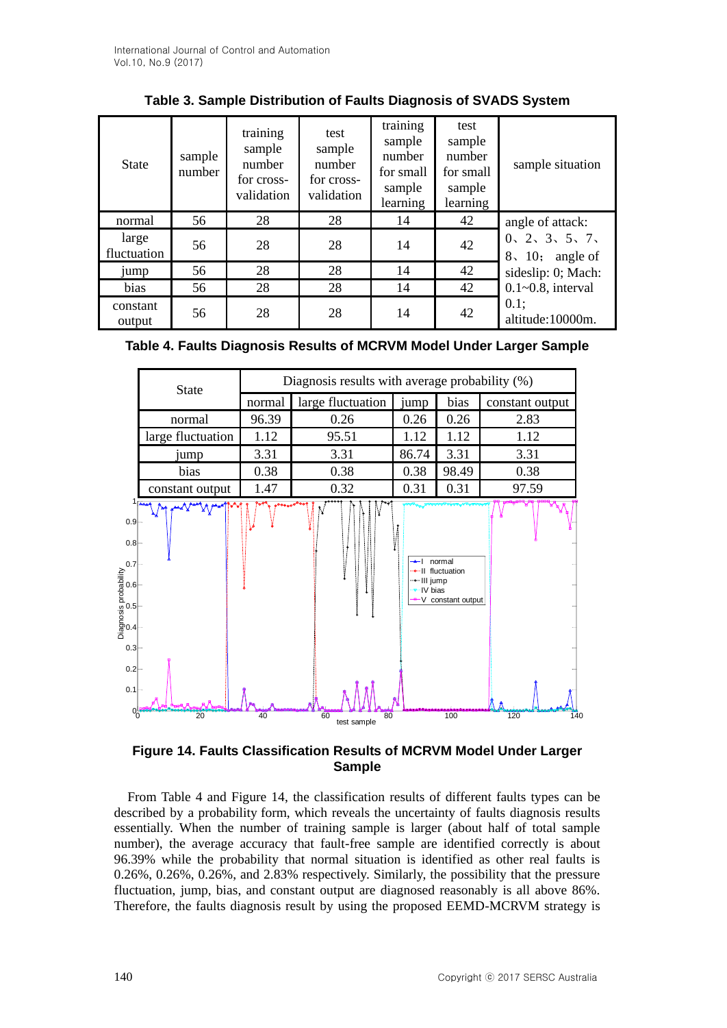**Table 3. Sample Distribution of Faults Diagnosis of SVADS System**

| State | sample number | training sample number for cross-validation | test sample number for cross-validation | training sample number for small sample learning | test sample number for small sample learning | sample situation |
|---|---|---|---|---|---|---|
| normal | 56 | 28 | 28 | 14 | 42 | angle of attack: 0、2、3、5、7、8、10; angle of sideslip: 0; Mach: 0.1~0.8, interval 0.1; altitude:10000m. |
| large fluctuation | 56 | 28 | 28 | 14 | 42 | |
| jump | 56 | 28 | 28 | 14 | 42 | |
| bias | 56 | 28 | 28 | 14 | 42 | |
| constant output | 56 | 28 | 28 | 14 | 42 | |

**Table 4. Faults Diagnosis Results of MCRVM Model Under Larger Sample**

| State | Diagnosis results with average probability (%) | | | | |
|---|---|---|---|---|---|
| | normal | large fluctuation | jump | bias | constant output |
| normal | 96.39 | 0.26 | 0.26 | 0.26 | 2.83 |
| large fluctuation | 1.12 | 95.51 | 1.12 | 1.12 | 1.12 |
| jump | 3.31 | 3.31 | 86.74 | 3.31 | 3.31 |
| bias | 0.38 | 0.38 | 0.38 | 98.49 | 0.38 |
| constant output | 1.47 | 0.32 | 0.31 | 0.31 | 97.59 |

**Figure 14. Faults Classification Results of MCRVM Model Under Larger Sample**

From Table 4 and Figure 14, the classification results of different faults types can be described by a probability form, which reveals the uncertainty of faults diagnosis results essentially. When the number of training sample is larger (about half of total sample number), the average accuracy that fault-free sample are identified correctly is about 96.39% while the probability that normal situation is identified as other real faults is 0.26%, 0.26%, 0.26%, and 2.83% respectively. Similarly, the possibility that the pressure fluctuation, jump, bias, and constant output are diagnosed reasonably is all above 86%. Therefore, the faults diagnosis result by using the proposed EEMD-MCRVM strategy is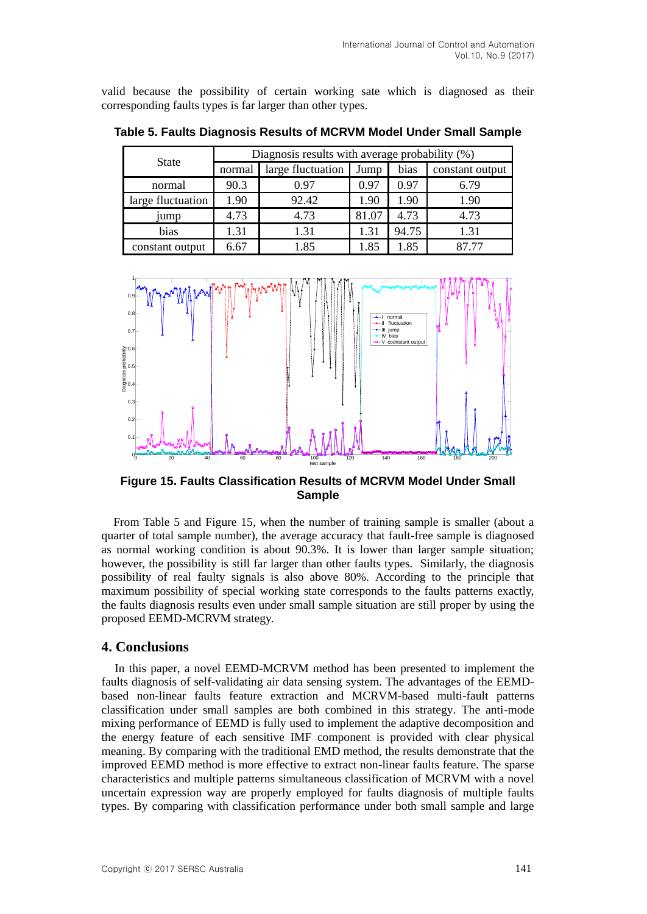valid because the possibility of certain working sate which is diagnosed as their corresponding faults types is far larger than other types.

**Table 5. Faults Diagnosis Results of MCRVM Model Under Small Sample**

| State | Diagnosis results with average probability (%) | | | | |
|---|---|---|---|---|---|
| | normal | large fluctuation | Jump | bias | constant output |
| normal | 90.3 | 0.97 | 0.97 | 0.97 | 6.79 |
| large fluctuation | 1.90 | 92.42 | 1.90 | 1.90 | 1.90 |
| jump | 4.73 | 4.73 | 81.07 | 4.73 | 4.73 |
| bias | 1.31 | 1.31 | 1.31 | 94.75 | 1.31 |
| constant output | 6.67 | 1.85 | 1.85 | 1.85 | 87.77 |

**Figure 15. Faults Classification Results of MCRVM Model Under Small Sample**

From Table 5 and Figure 15, when the number of training sample is smaller (about a quarter of total sample number), the average accuracy that fault-free sample is diagnosed as normal working condition is about 90.3%. It is lower than larger sample situation; however, the possibility is still far larger than other faults types. Similarly, the diagnosis possibility of real faulty signals is also above 80%. According to the principle that maximum possibility of special working state corresponds to the faults patterns exactly, the faults diagnosis results even under small sample situation are still proper by using the proposed EEMD-MCRVM strategy.

## 4. Conclusions

In this paper, a novel EEMD-MCRVM method has been presented to implement the faults diagnosis of self-validating air data sensing system. The advantages of the EEMD-based non-linear faults feature extraction and MCRVM-based multi-fault patterns classification under small samples are both combined in this strategy. The anti-mode mixing performance of EEMD is fully used to implement the adaptive decomposition and the energy feature of each sensitive IMF component is provided with clear physical meaning. By comparing with the traditional EMD method, the results demonstrate that the improved EEMD method is more effective to extract non-linear faults feature. The sparse characteristics and multiple patterns simultaneous classification of MCRVM with a novel uncertain expression way are properly employed for faults diagnosis of multiple faults types. By comparing with classification performance under both small sample and large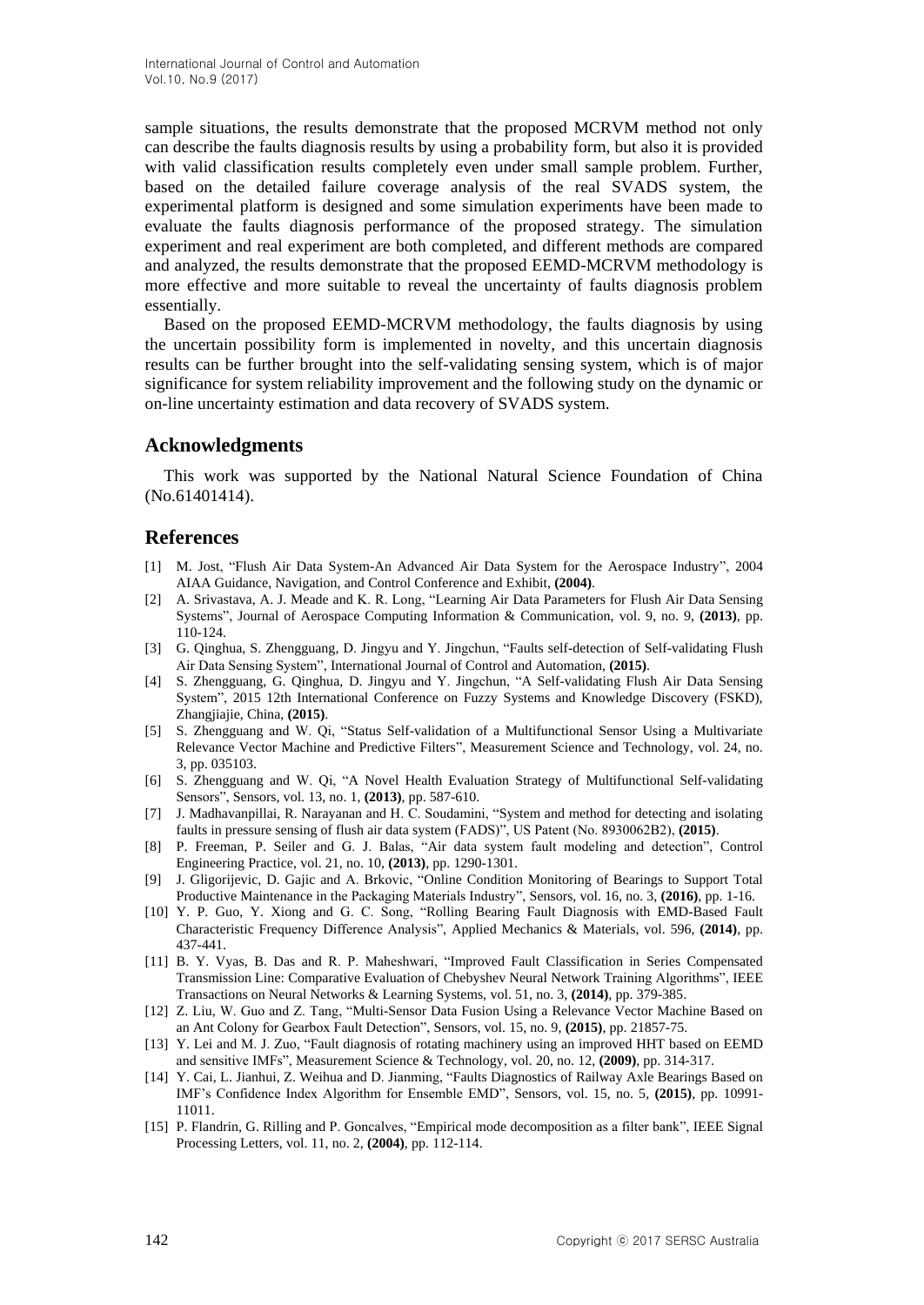sample situations, the results demonstrate that the proposed MCRVM method not only can describe the faults diagnosis results by using a probability form, but also it is provided with valid classification results completely even under small sample problem. Further, based on the detailed failure coverage analysis of the real SVADS system, the experimental platform is designed and some simulation experiments have been made to evaluate the faults diagnosis performance of the proposed strategy. The simulation experiment and real experiment are both completed, and different methods are compared and analyzed, the results demonstrate that the proposed EEMD-MCRVM methodology is more effective and more suitable to reveal the uncertainty of faults diagnosis problem essentially.

Based on the proposed EEMD-MCRVM methodology, the faults diagnosis by using the uncertain possibility form is implemented in novelty, and this uncertain diagnosis results can be further brought into the self-validating sensing system, which is of major significance for system reliability improvement and the following study on the dynamic or on-line uncertainty estimation and data recovery of SVADS system.

## Acknowledgments

This work was supported by the National Natural Science Foundation of China (No.61401414).

## References

[1] M. Jost, "Flush Air Data System-An Advanced Air Data System for the Aerospace Industry", 2004 AIAA Guidance, Navigation, and Control Conference and Exhibit, **(2004)**.

[2] A. Srivastava, A. J. Meade and K. R. Long, "Learning Air Data Parameters for Flush Air Data Sensing Systems", Journal of Aerospace Computing Information & Communication, vol. 9, no. 9, **(2013)**, pp. 110-124.

[3] G. Qinghua, S. Zhengguang, D. Jingyu and Y. Jingchun, "Faults self-detection of Self-validating Flush Air Data Sensing System", International Journal of Control and Automation, **(2015)**.

[4] S. Zhengguang, G. Qinghua, D. Jingyu and Y. Jingchun, "A Self-validating Flush Air Data Sensing System", 2015 12th International Conference on Fuzzy Systems and Knowledge Discovery (FSKD), Zhangjiajie, China, **(2015)**.

[5] S. Zhengguang and W. Qi, "Status Self-validation of a Multifunctional Sensor Using a Multivariate Relevance Vector Machine and Predictive Filters", Measurement Science and Technology, vol. 24, no. 3, pp. 035103.

[6] S. Zhengguang and W. Qi, "A Novel Health Evaluation Strategy of Multifunctional Self-validating Sensors", Sensors, vol. 13, no. 1, **(2013)**, pp. 587-610.

[7] J. Madhavanpillai, R. Narayanan and H. C. Soudamini, "System and method for detecting and isolating faults in pressure sensing of flush air data system (FADS)", US Patent (No. 8930062B2), **(2015)**.

[8] P. Freeman, P. Seiler and G. J. Balas, "Air data system fault modeling and detection", Control Engineering Practice, vol. 21, no. 10, **(2013)**, pp. 1290-1301.

[9] J. Gligorijevic, D. Gajic and A. Brkovic, "Online Condition Monitoring of Bearings to Support Total Productive Maintenance in the Packaging Materials Industry", Sensors, vol. 16, no. 3, **(2016)**, pp. 1-16.

[10] Y. P. Guo, Y. Xiong and G. C. Song, "Rolling Bearing Fault Diagnosis with EMD-Based Fault Characteristic Frequency Difference Analysis", Applied Mechanics & Materials, vol. 596, **(2014)**, pp. 437-441.

[11] B. Y. Vyas, B. Das and R. P. Maheshwari, "Improved Fault Classification in Series Compensated Transmission Line: Comparative Evaluation of Chebyshev Neural Network Training Algorithms", IEEE Transactions on Neural Networks & Learning Systems, vol. 51, no. 3, **(2014)**, pp. 379-385.

[12] Z. Liu, W. Guo and Z. Tang, "Multi-Sensor Data Fusion Using a Relevance Vector Machine Based on an Ant Colony for Gearbox Fault Detection", Sensors, vol. 15, no. 9, **(2015)**, pp. 21857-75.

[13] Y. Lei and M. J. Zuo, "Fault diagnosis of rotating machinery using an improved HHT based on EEMD and sensitive IMFs", Measurement Science & Technology, vol. 20, no. 12, **(2009)**, pp. 314-317.

[14] Y. Cai, L. Jianhui, Z. Weihua and D. Jianming, "Faults Diagnostics of Railway Axle Bearings Based on IMF's Confidence Index Algorithm for Ensemble EMD", Sensors, vol. 15, no. 5, **(2015)**, pp. 10991-11011.

[15] P. Flandrin, G. Rilling and P. Goncalves, "Empirical mode decomposition as a filter bank", IEEE Signal Processing Letters, vol. 11, no. 2, **(2004)**, pp. 112-114.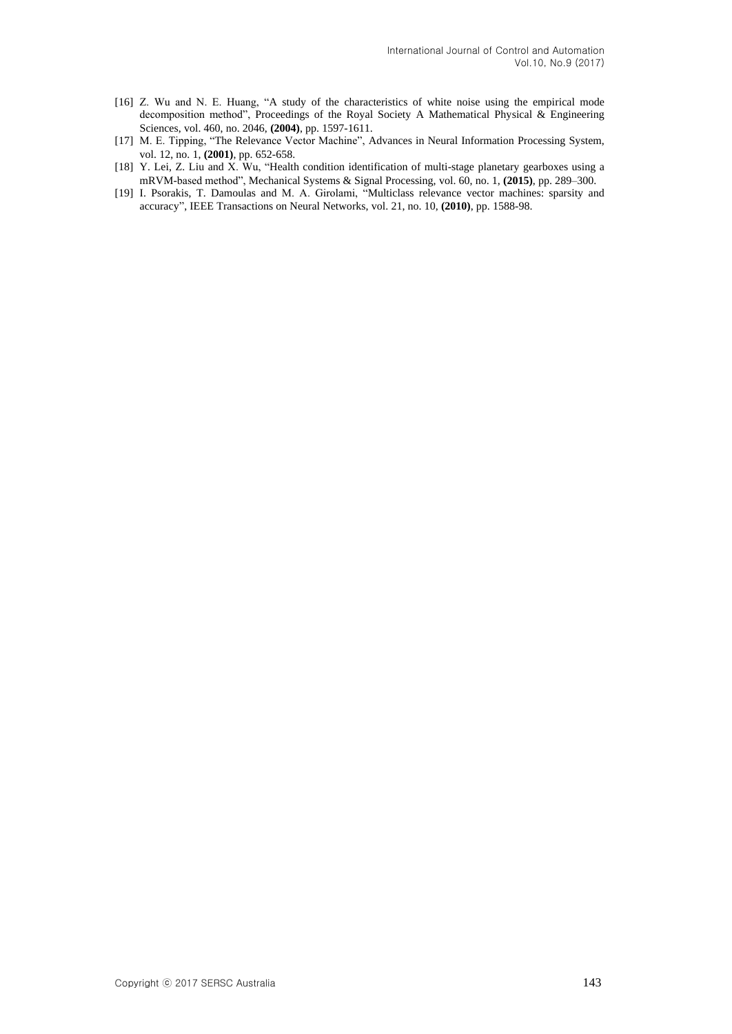[16] Z. Wu and N. E. Huang, "A study of the characteristics of white noise using the empirical mode decomposition method", Proceedings of the Royal Society A Mathematical Physical & Engineering Sciences, vol. 460, no. 2046, **(2004)**, pp. 1597-1611.

[17] M. E. Tipping, "The Relevance Vector Machine", Advances in Neural Information Processing System, vol. 12, no. 1, **(2001)**, pp. 652-658.

[18] Y. Lei, Z. Liu and X. Wu, "Health condition identification of multi-stage planetary gearboxes using a mRVM-based method", Mechanical Systems & Signal Processing, vol. 60, no. 1, **(2015)**, pp. 289–300.

[19] I. Psorakis, T. Damoulas and M. A. Girolami, "Multiclass relevance vector machines: sparsity and accuracy", IEEE Transactions on Neural Networks, vol. 21, no. 10, **(2010)**, pp. 1588-98.